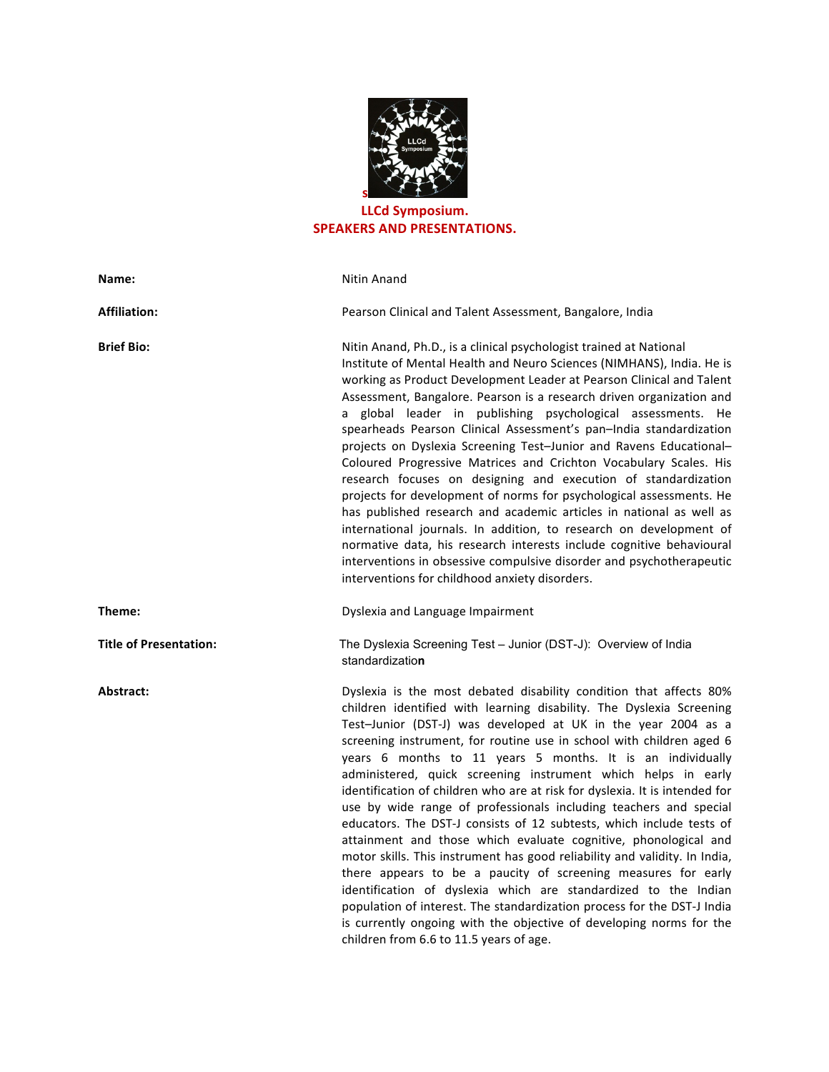# LLCd Symposium.
## SPEAKERS AND PRESENTATIONS.

**Name:** Nitin Anand

**Affiliation:** Pearson Clinical and Talent Assessment, Bangalore, India

**Brief Bio:** Nitin Anand, Ph.D., is a clinical psychologist trained at National Institute of Mental Health and Neuro Sciences (NIMHANS), India. He is working as Product Development Leader at Pearson Clinical and Talent Assessment, Bangalore. Pearson is a research driven organization and a global leader in publishing psychological assessments. He spearheads Pearson Clinical Assessment's pan–India standardization projects on Dyslexia Screening Test–Junior and Ravens Educational–Coloured Progressive Matrices and Crichton Vocabulary Scales. His research focuses on designing and execution of standardization projects for development of norms for psychological assessments. He has published research and academic articles in national as well as international journals. In addition, to research on development of normative data, his research interests include cognitive behavioural interventions in obsessive compulsive disorder and psychotherapeutic interventions for childhood anxiety disorders.

**Theme:** Dyslexia and Language Impairment

**Title of Presentation:** The Dyslexia Screening Test – Junior (DST-J): Overview of India standardization

**Abstract:** Dyslexia is the most debated disability condition that affects 80% children identified with learning disability. The Dyslexia Screening Test–Junior (DST-J) was developed at UK in the year 2004 as a screening instrument, for routine use in school with children aged 6 years 6 months to 11 years 5 months. It is an individually administered, quick screening instrument which helps in early identification of children who are at risk for dyslexia. It is intended for use by wide range of professionals including teachers and special educators. The DST-J consists of 12 subtests, which include tests of attainment and those which evaluate cognitive, phonological and motor skills. This instrument has good reliability and validity. In India, there appears to be a paucity of screening measures for early identification of dyslexia which are standardized to the Indian population of interest. The standardization process for the DST-J India is currently ongoing with the objective of developing norms for the children from 6.6 to 11.5 years of age.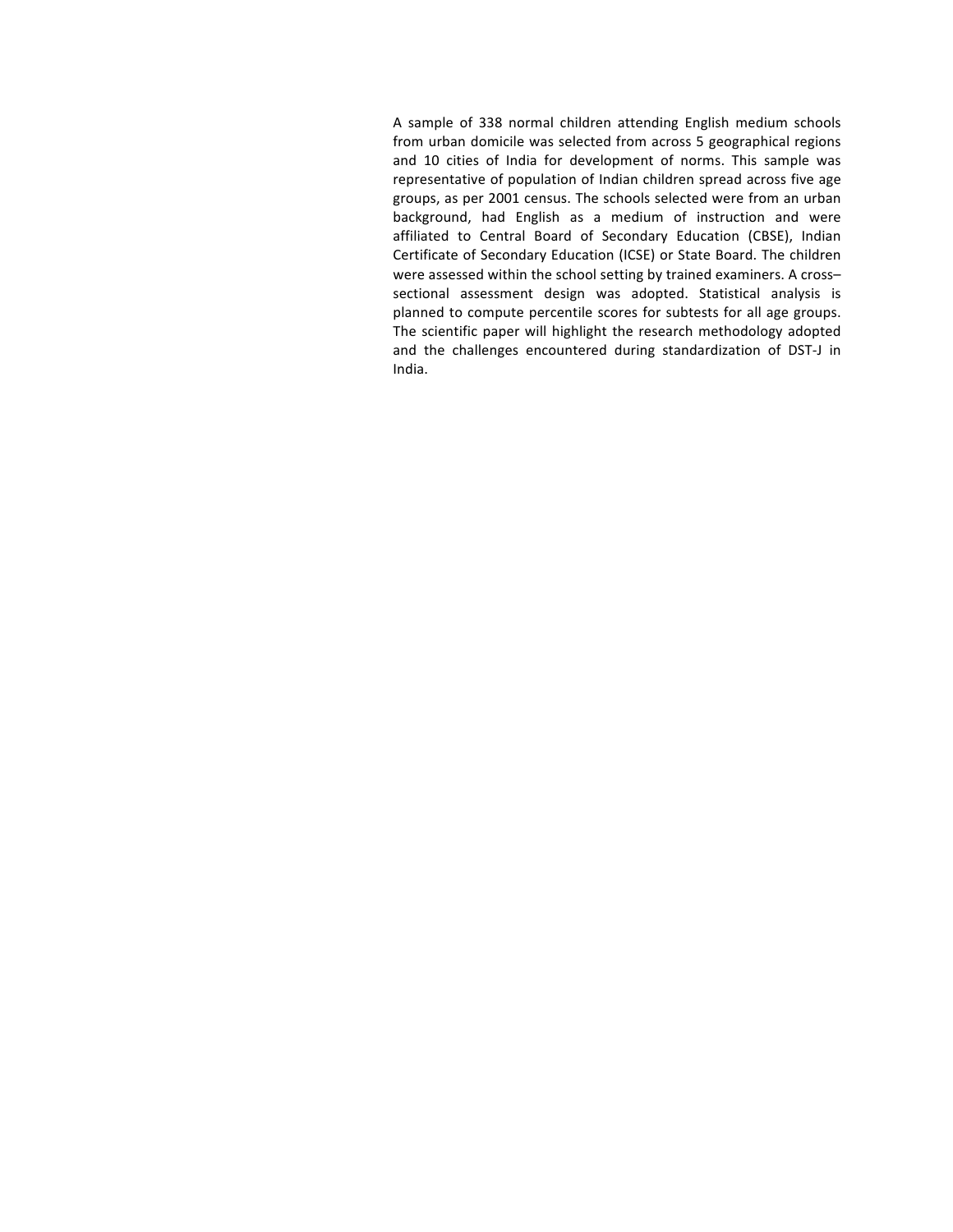A sample of 338 normal children attending English medium schools from urban domicile was selected from across 5 geographical regions and 10 cities of India for development of norms. This sample was representative of population of Indian children spread across five age groups, as per 2001 census. The schools selected were from an urban background, had English as a medium of instruction and were affiliated to Central Board of Secondary Education (CBSE), Indian Certificate of Secondary Education (ICSE) or State Board. The children were assessed within the school setting by trained examiners. A cross–sectional assessment design was adopted. Statistical analysis is planned to compute percentile scores for subtests for all age groups. The scientific paper will highlight the research methodology adopted and the challenges encountered during standardization of DST-J in India.